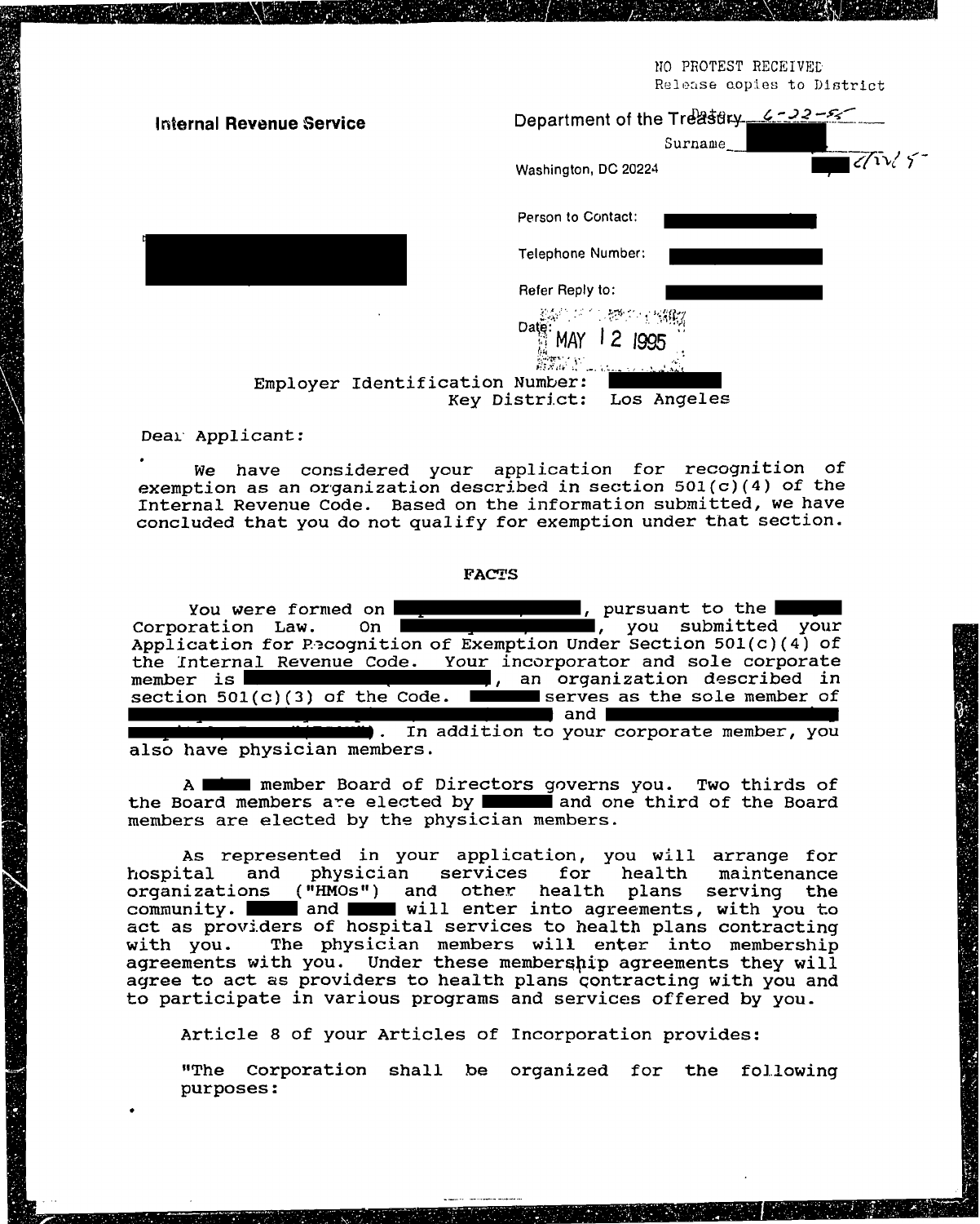NO PROTEST RECEIVED
Release copies to District

**Internal Revenue Service**

Department of the Treasury Date 6-22-95

Surname

Washington, DC 20224

Person to Contact:

Telephone Number:

Refer Reply to:

Date: MAY 12 1995

Employer Identification Number:
Key District: Los Angeles

Dear Applicant:

We have considered your application for recognition of exemption as an organization described in section 501(c)(4) of the Internal Revenue Code. Based on the information submitted, we have concluded that you do not qualify for exemption under that section.

## FACTS

You were formed on , pursuant to the Corporation Law. On , you submitted your Application for Recognition of Exemption Under Section 501(c)(4) of the Internal Revenue Code. Your incorporator and sole corporate member is , an organization described in section 501(c)(3) of the Code. serves as the sole member of and . In addition to your corporate member, you also have physician members.

A member Board of Directors governs you. Two thirds of the Board members are elected by and one third of the Board members are elected by the physician members.

As represented in your application, you will arrange for hospital and physician services for health maintenance organizations ("HMOs") and other health plans serving the community. and will enter into agreements, with you to act as providers of hospital services to health plans contracting with you. The physician members will enter into membership agreements with you. Under these membership agreements they will agree to act as providers to health plans contracting with you and to participate in various programs and services offered by you.

Article 8 of your Articles of Incorporation provides:

"The Corporation shall be organized for the following purposes: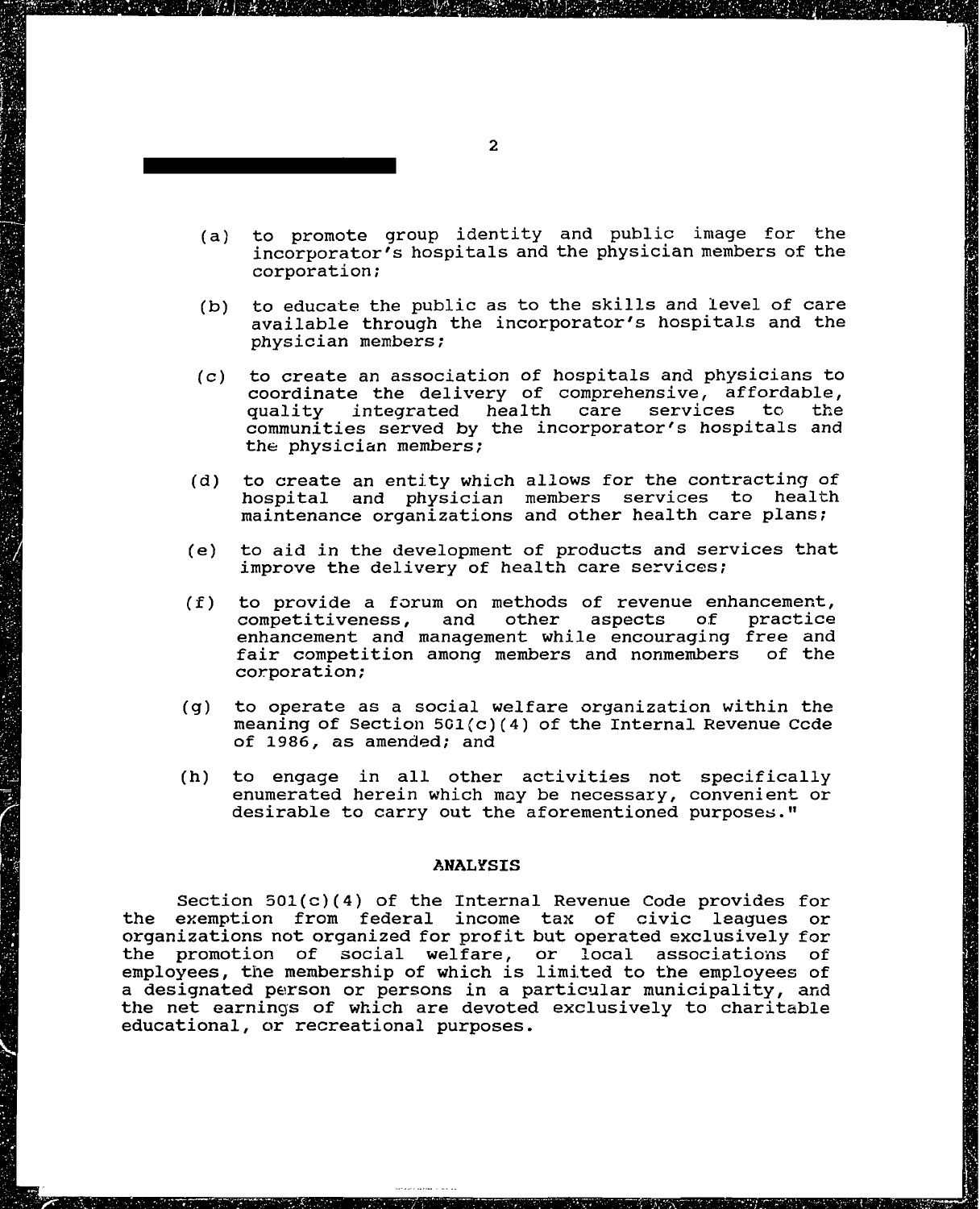(a) to promote group identity and public image for the incorporator's hospitals and the physician members of the corporation;

(b) to educate the public as to the skills and level of care available through the incorporator's hospitals and the physician members;

(c) to create an association of hospitals and physicians to coordinate the delivery of comprehensive, affordable, quality integrated health care services to the communities served by the incorporator's hospitals and the physician members;

(d) to create an entity which allows for the contracting of hospital and physician members services to health maintenance organizations and other health care plans;

(e) to aid in the development of products and services that improve the delivery of health care services;

(f) to provide a forum on methods of revenue enhancement, competitiveness, and other aspects of practice enhancement and management while encouraging free and fair competition among members and nonmembers of the corporation;

(g) to operate as a social welfare organization within the meaning of Section 501(c)(4) of the Internal Revenue Code of 1986, as amended; and

(h) to engage in all other activities not specifically enumerated herein which may be necessary, convenient or desirable to carry out the aforementioned purposes."

**ANALYSIS**

Section 501(c)(4) of the Internal Revenue Code provides for the exemption from federal income tax of civic leagues or organizations not organized for profit but operated exclusively for the promotion of social welfare, or local associations of employees, the membership of which is limited to the employees of a designated person or persons in a particular municipality, and the net earnings of which are devoted exclusively to charitable educational, or recreational purposes.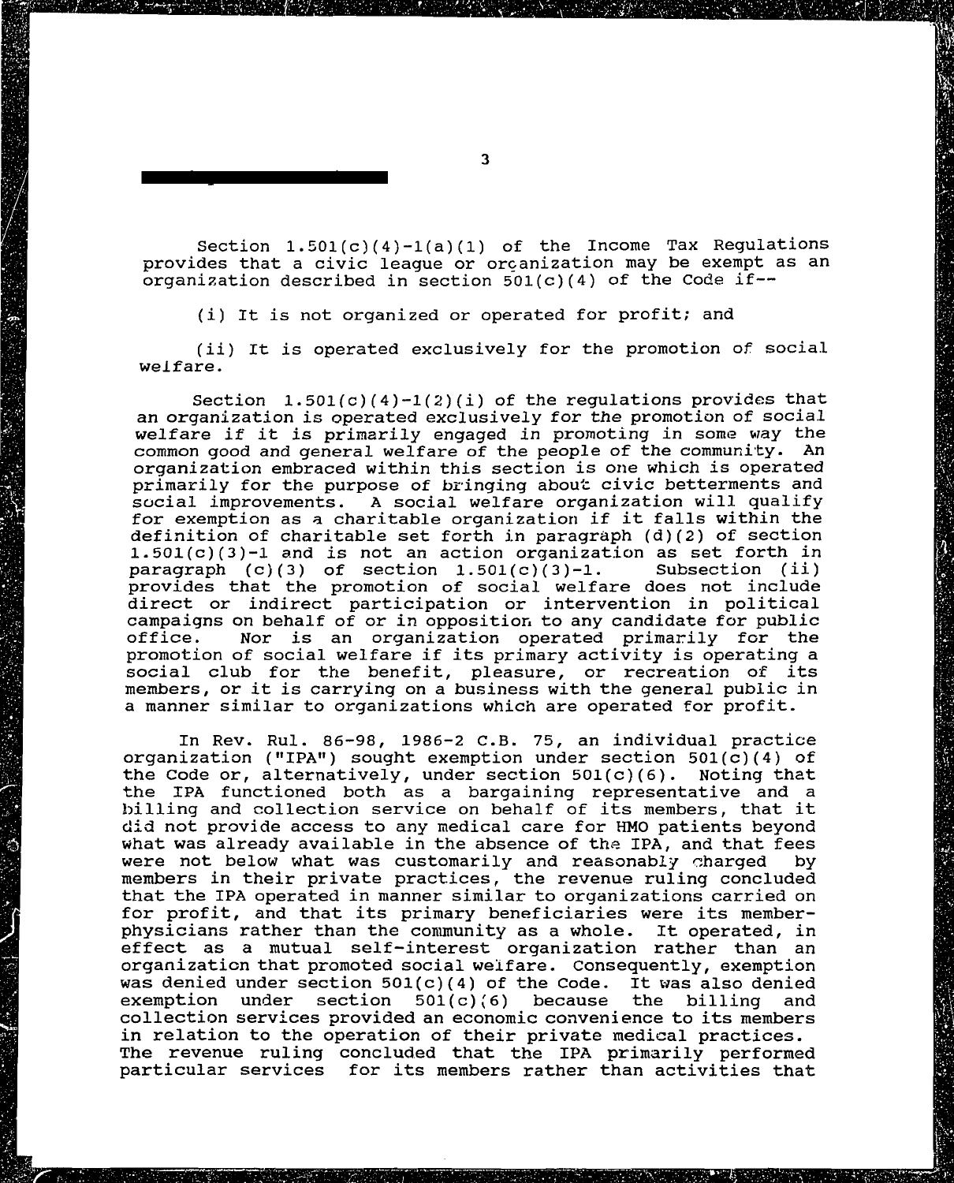Section 1.501(c)(4)-1(a)(1) of the Income Tax Regulations provides that a civic league or organization may be exempt as an organization described in section 501(c)(4) of the Code if--

(i) It is not organized or operated for profit; and

(ii) It is operated exclusively for the promotion of social welfare.

Section 1.501(c)(4)-1(2)(i) of the regulations provides that an organization is operated exclusively for the promotion of social welfare if it is primarily engaged in promoting in some way the common good and general welfare of the people of the community. An organization embraced within this section is one which is operated primarily for the purpose of bringing about civic betterments and social improvements. A social welfare organization will qualify for exemption as a charitable organization if it falls within the definition of charitable set forth in paragraph (d)(2) of section 1.501(c)(3)-1 and is not an action organization as set forth in paragraph (c)(3) of section 1.501(c)(3)-1. Subsection (ii) provides that the promotion of social welfare does not include direct or indirect participation or intervention in political campaigns on behalf of or in opposition to any candidate for public office. Nor is an organization operated primarily for the promotion of social welfare if its primary activity is operating a social club for the benefit, pleasure, or recreation of its members, or it is carrying on a business with the general public in a manner similar to organizations which are operated for profit.

In Rev. Rul. 86-98, 1986-2 C.B. 75, an individual practice organization ("IPA") sought exemption under section 501(c)(4) of the Code or, alternatively, under section 501(c)(6). Noting that the IPA functioned both as a bargaining representative and a billing and collection service on behalf of its members, that it did not provide access to any medical care for HMO patients beyond what was already available in the absence of the IPA, and that fees were not below what was customarily and reasonably charged by members in their private practices, the revenue ruling concluded that the IPA operated in manner similar to organizations carried on for profit, and that its primary beneficiaries were its member-physicians rather than the community as a whole. It operated, in effect as a mutual self-interest organization rather than an organization that promoted social welfare. Consequently, exemption was denied under section 501(c)(4) of the Code. It was also denied exemption under section 501(c)(6) because the billing and collection services provided an economic convenience to its members in relation to the operation of their private medical practices. The revenue ruling concluded that the IPA primarily performed particular services for its members rather than activities that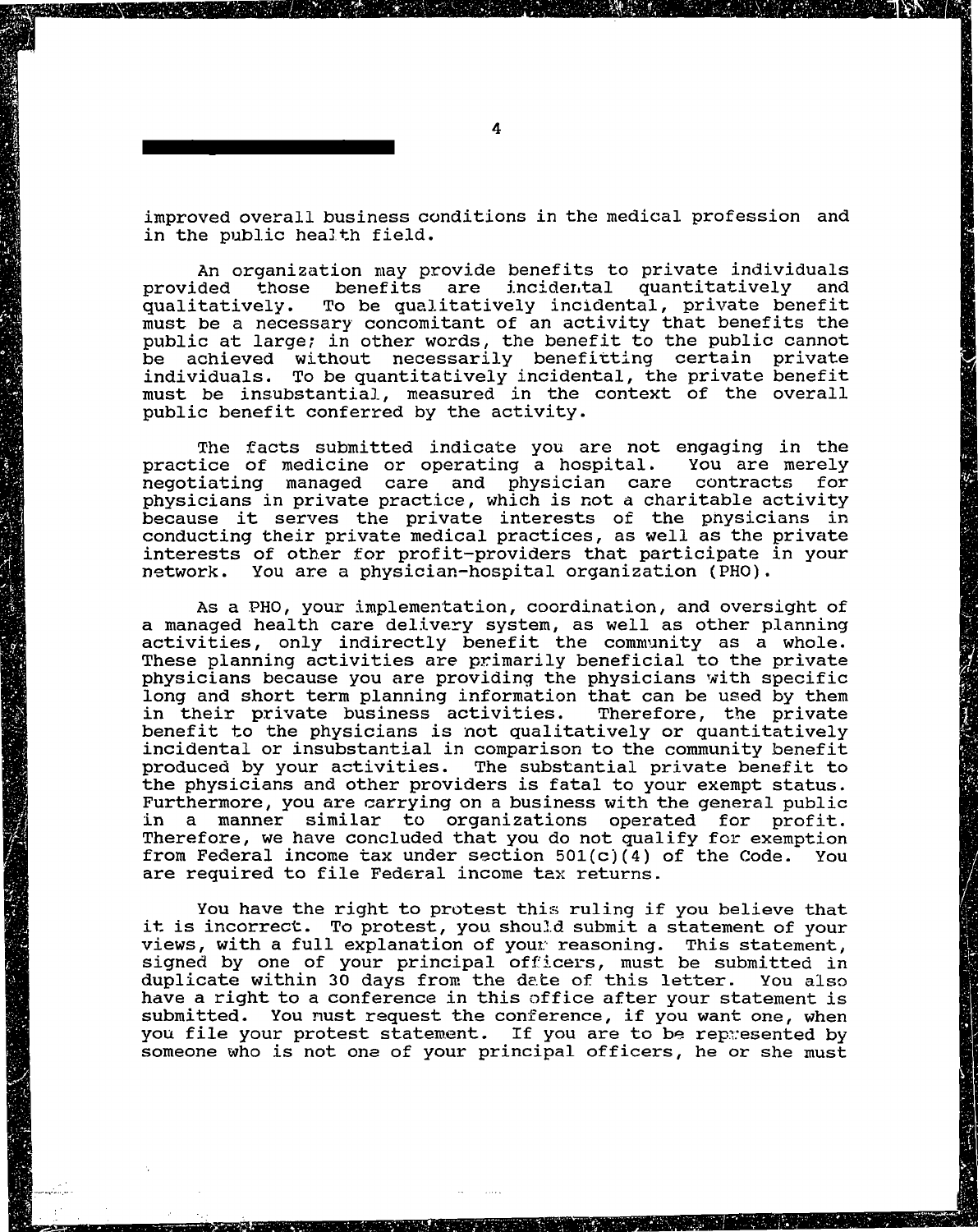improved overall business conditions in the medical profession and in the public health field.

An organization may provide benefits to private individuals provided those benefits are incidental quantitatively and qualitatively. To be qualitatively incidental, private benefit must be a necessary concomitant of an activity that benefits the public at large; in other words, the benefit to the public cannot be achieved without necessarily benefitting certain private individuals. To be quantitatively incidental, the private benefit must be insubstantial, measured in the context of the overall public benefit conferred by the activity.

The facts submitted indicate you are not engaging in the practice of medicine or operating a hospital. You are merely negotiating managed care and physician care contracts for physicians in private practice, which is not a charitable activity because it serves the private interests of the physicians in conducting their private medical practices, as well as the private interests of other for profit-providers that participate in your network. You are a physician-hospital organization (PHO).

As a PHO, your implementation, coordination, and oversight of a managed health care delivery system, as well as other planning activities, only indirectly benefit the community as a whole. These planning activities are primarily beneficial to the private physicians because you are providing the physicians with specific long and short term planning information that can be used by them in their private business activities. Therefore, the private benefit to the physicians is not qualitatively or quantitatively incidental or insubstantial in comparison to the community benefit produced by your activities. The substantial private benefit to the physicians and other providers is fatal to your exempt status. Furthermore, you are carrying on a business with the general public in a manner similar to organizations operated for profit. Therefore, we have concluded that you do not qualify for exemption from Federal income tax under section 501(c)(4) of the Code. You are required to file Federal income tax returns.

You have the right to protest this ruling if you believe that it is incorrect. To protest, you should submit a statement of your views, with a full explanation of your reasoning. This statement, signed by one of your principal officers, must be submitted in duplicate within 30 days from the date of this letter. You also have a right to a conference in this office after your statement is submitted. You must request the conference, if you want one, when you file your protest statement. If you are to be represented by someone who is not one of your principal officers, he or she must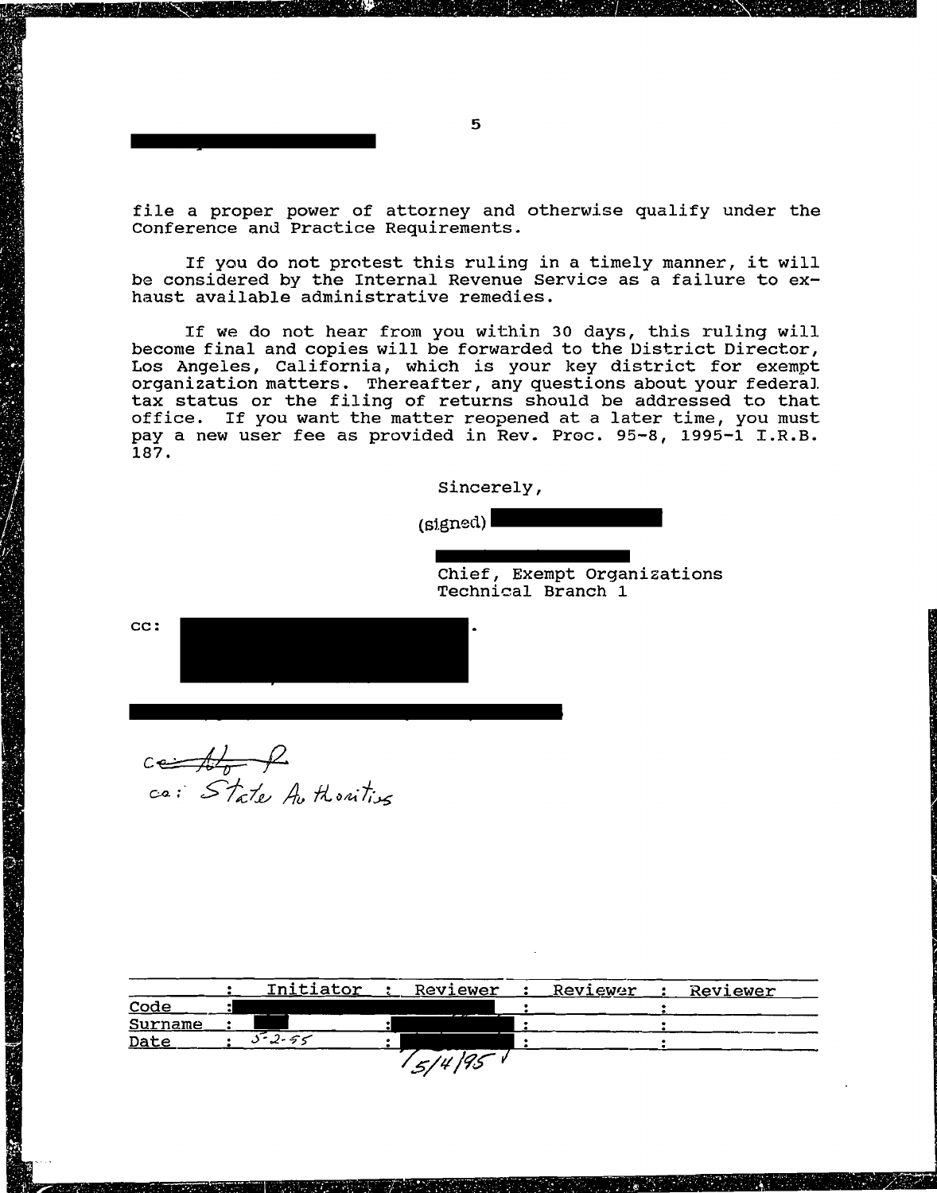file a proper power of attorney and otherwise qualify under the Conference and Practice Requirements.

If you do not protest this ruling in a timely manner, it will be considered by the Internal Revenue Service as a failure to exhaust available administrative remedies.

If we do not hear from you within 30 days, this ruling will become final and copies will be forwarded to the District Director, Los Angeles, California, which is your key district for exempt organization matters. Thereafter, any questions about your federal tax status or the filing of returns should be addressed to that office. If you want the matter reopened at a later time, you must pay a new user fee as provided in Rev. Proc. 95-8, 1995-1 I.R.B. 187.

Sincerely,

(signed)

Chief, Exempt Organizations
Technical Branch 1

cc:

~~cc: AG~~ P

cc: State Authorities

| | Initiator | Reviewer | Reviewer | Reviewer |
|---|---|---|---|---|
| Code | | | | |
| Surname | | | | |
| Date | 5-2-95 | | | |

5/4/95